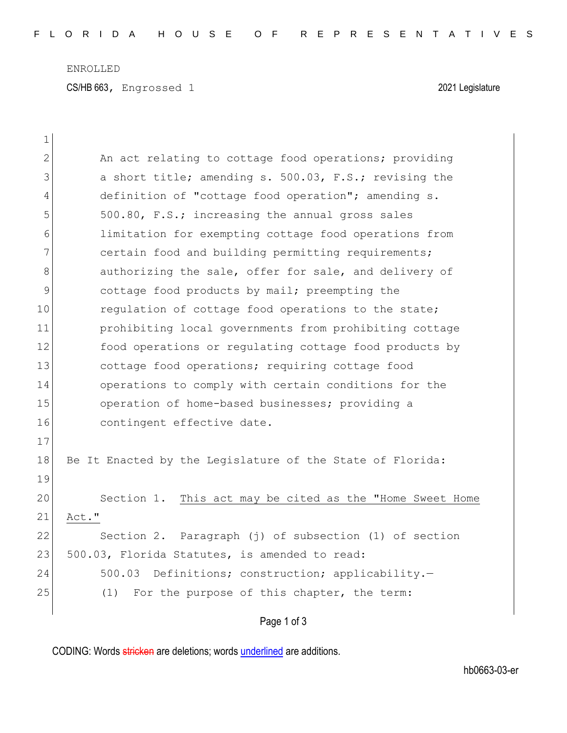ENROLLED

CS/HB 663, Engrossed 1 2021 Legislature

An act relating to cottage food operations; providing a short title; amending s. 500.03, F.S.; revising the definition of "cottage food operation"; amending s. 500.80, F.S.; increasing the annual gross sales limitation for exempting cottage food operations from certain food and building permitting requirements; authorizing the sale, offer for sale, and delivery of cottage food products by mail; preempting the regulation of cottage food operations to the state; prohibiting local governments from prohibiting cottage food operations or regulating cottage food products by cottage food operations; requiring cottage food operations to comply with certain conditions for the operation of home-based businesses; providing a contingent effective date.

Be It Enacted by the Legislature of the State of Florida:

Section 1. <u>This act may be cited as the "Home Sweet Home Act."</u>

Section 2. Paragraph (j) of subsection (1) of section 500.03, Florida Statutes, is amended to read:

500.03 Definitions; construction; applicability.—

(1) For the purpose of this chapter, the term:

CODING: Words ~~stricken~~ are deletions; words <u>underlined</u> are additions.

hb0663-03-er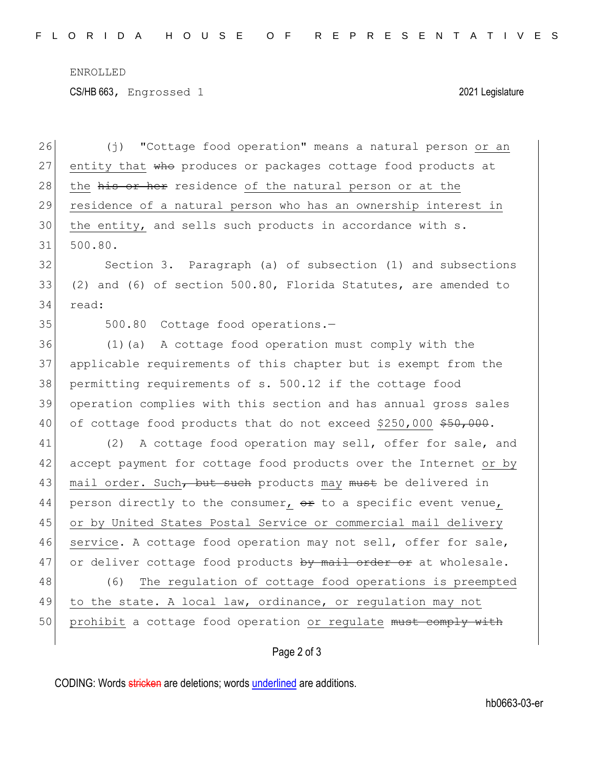(j) "Cottage food operation" means a natural person <u>or an entity that</u> ~~who~~ produces or packages cottage food products at the ~~his or her~~ residence <u>of the natural person or at the residence of a natural person who has an ownership interest in the entity,</u> and sells such products in accordance with s. 500.80.

Section 3. Paragraph (a) of subsection (1) and subsections (2) and (6) of section 500.80, Florida Statutes, are amended to read:

500.80 Cottage food operations.—

(1)(a) A cottage food operation must comply with the applicable requirements of this chapter but is exempt from the permitting requirements of s. 500.12 if the cottage food operation complies with this section and has annual gross sales of cottage food products that do not exceed <u>$250,000</u> ~~$50,000~~.

(2) A cottage food operation may sell, offer for sale, and accept payment for cottage food products over the Internet <u>or by mail order. Such</u>~~, but such~~ products <u>may</u> ~~must~~ be delivered in person directly to the consumer<u>,</u> ~~or~~ to a specific event venue<u>, or by United States Postal Service or commercial mail delivery service</u>. A cottage food operation may not sell, offer for sale, or deliver cottage food products ~~by mail order or~~ at wholesale.

(6) <u>The regulation of cottage food operations is preempted to the state. A local law, ordinance, or regulation may not prohibit</u> a cottage food operation <u>or regulate</u> ~~must comply with~~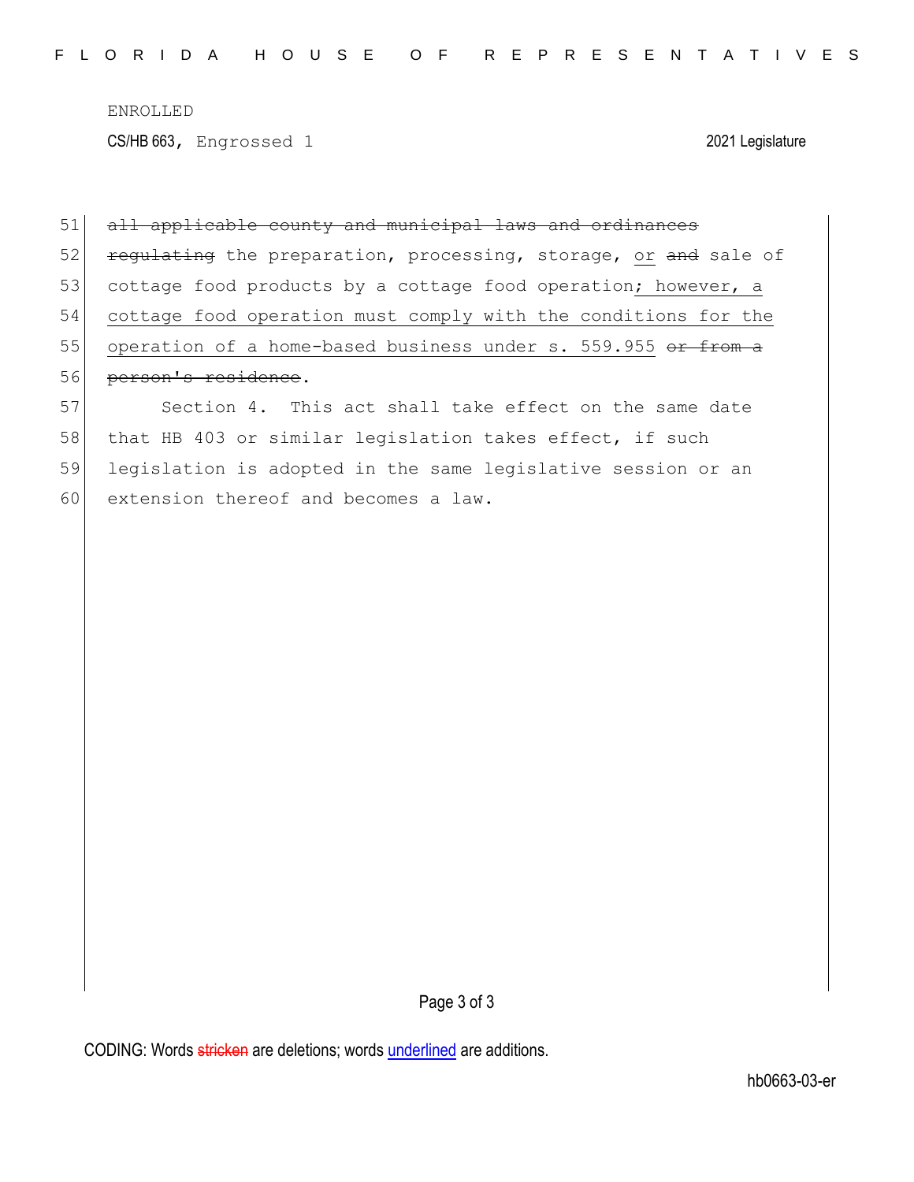ENROLLED

CS/HB 663, Engrossed 1 2021 Legislature

51 ~~all applicable county and municipal laws and ordinances~~
52 ~~regulating~~ the preparation, processing, storage, <u>or</u> ~~and~~ sale of
53 cottage food products by a cottage food operation<u>; however, a</u>
54 <u>cottage food operation must comply with the conditions for the</u>
55 <u>operation of a home-based business under s. 559.955</u> ~~or from a~~
56 ~~person's residence~~.
57 Section 4. This act shall take effect on the same date
58 that HB 403 or similar legislation takes effect, if such
59 legislation is adopted in the same legislative session or an
60 extension thereof and becomes a law.

CODING: Words ~~stricken~~ are deletions; words <u>underlined</u> are additions.

hb0663-03-er